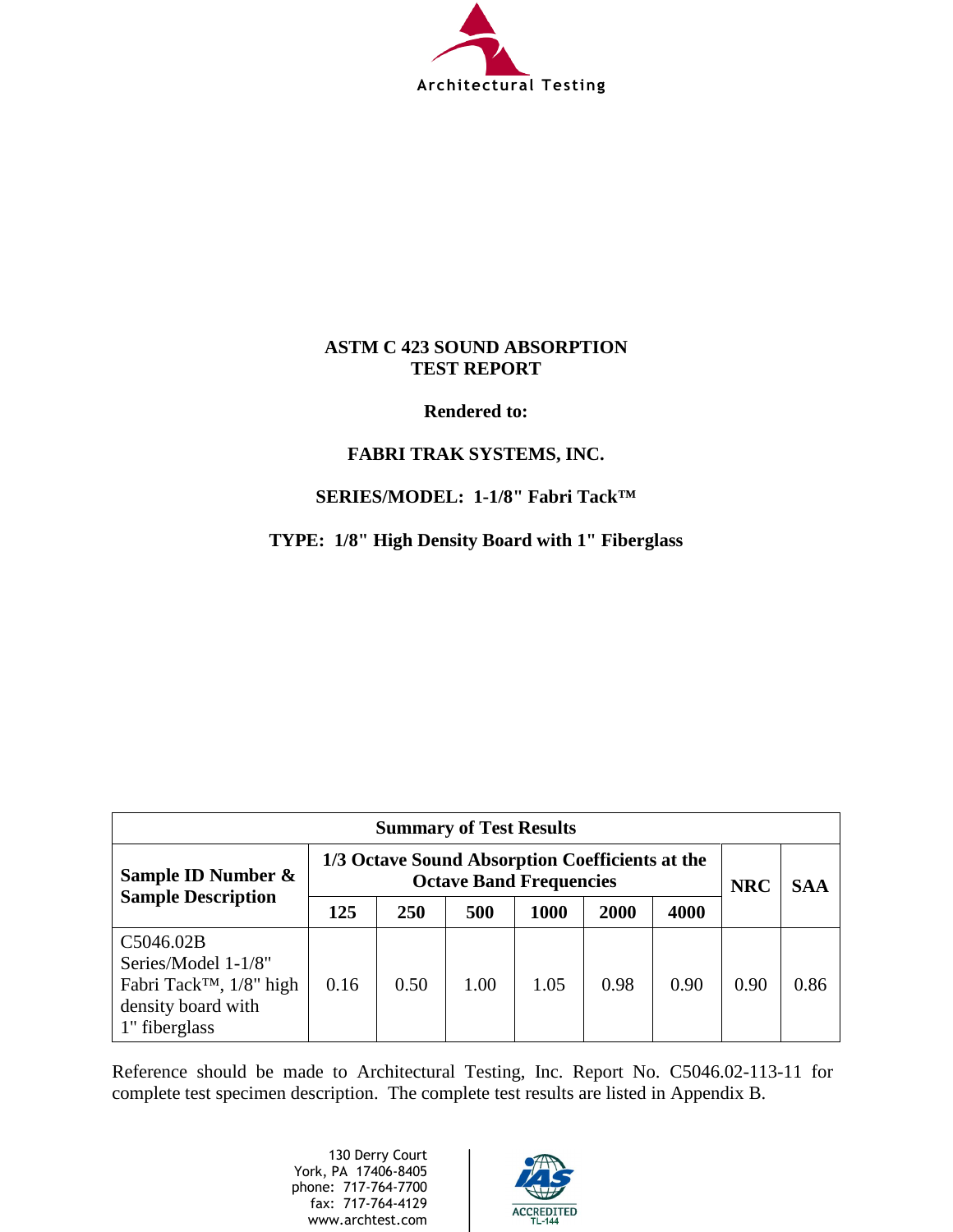Architectural Testing

# ASTM C 423 SOUND ABSORPTION TEST REPORT

**Rendered to:**

**FABRI TRAK SYSTEMS, INC.**

**SERIES/MODEL: 1-1/8" Fabri Tack™**

**TYPE: 1/8" High Density Board with 1" Fiberglass**

| Summary of Test Results | | | | | | | | |
|---|---|---|---|---|---|---|---|---|
| **Sample ID Number & Sample Description** | **1/3 Octave Sound Absorption Coefficients at the Octave Band Frequencies** | | | | | | **NRC** | **SAA** |
| | **125** | **250** | **500** | **1000** | **2000** | **4000** | | |
| C5046.02B Series/Model 1-1/8" Fabri Tack™, 1/8" high density board with 1" fiberglass | 0.16 | 0.50 | 1.00 | 1.05 | 0.98 | 0.90 | 0.90 | 0.86 |

Reference should be made to Architectural Testing, Inc. Report No. C5046.02-113-11 for complete test specimen description. The complete test results are listed in Appendix B.

130 Derry Court
York, PA 17406-8405
phone: 717-764-7700
fax: 717-764-4129
www.archtest.com

IAS ACCREDITED TL-144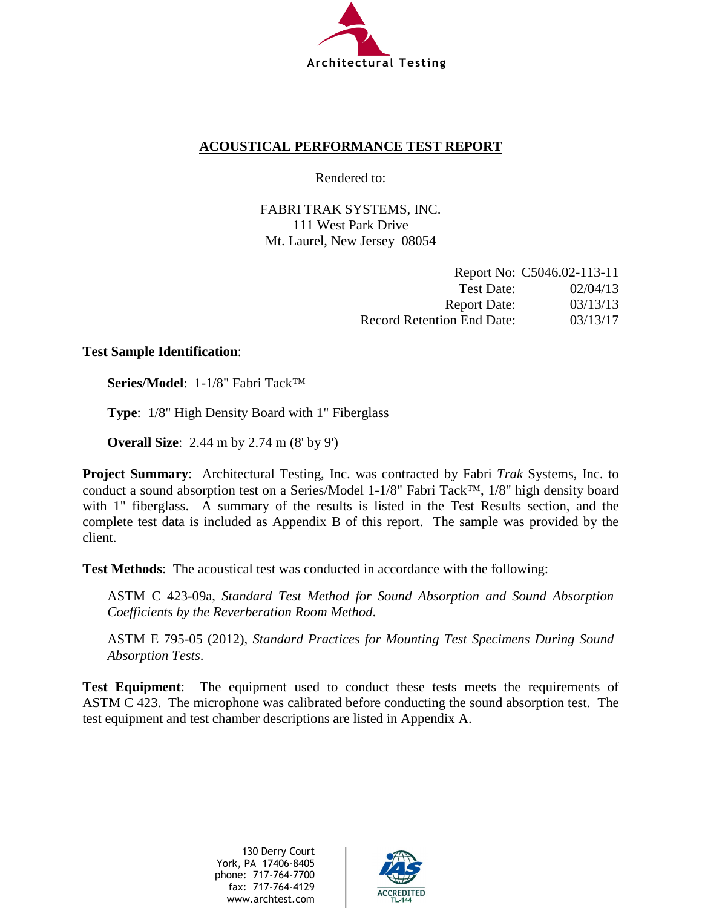Architectural Testing

## ACOUSTICAL PERFORMANCE TEST REPORT

Rendered to:

FABRI TRAK SYSTEMS, INC.
111 West Park Drive
Mt. Laurel, New Jersey 08054

| | |
|---|---|
| Report No: | C5046.02-113-11 |
| Test Date: | 02/04/13 |
| Report Date: | 03/13/13 |
| Record Retention End Date: | 03/13/17 |

**Test Sample Identification**:

**Series/Model**: 1-1/8" Fabri Tack™

**Type**: 1/8" High Density Board with 1" Fiberglass

**Overall Size**: 2.44 m by 2.74 m (8' by 9')

**Project Summary**: Architectural Testing, Inc. was contracted by Fabri *Trak* Systems, Inc. to conduct a sound absorption test on a Series/Model 1-1/8" Fabri Tack™, 1/8" high density board with 1" fiberglass. A summary of the results is listed in the Test Results section, and the complete test data is included as Appendix B of this report. The sample was provided by the client.

**Test Methods**: The acoustical test was conducted in accordance with the following:

ASTM C 423-09a, *Standard Test Method for Sound Absorption and Sound Absorption Coefficients by the Reverberation Room Method*.

ASTM E 795-05 (2012), *Standard Practices for Mounting Test Specimens During Sound Absorption Tests*.

**Test Equipment**: The equipment used to conduct these tests meets the requirements of ASTM C 423. The microphone was calibrated before conducting the sound absorption test. The test equipment and test chamber descriptions are listed in Appendix A.

130 Derry Court
York, PA 17406-8405
phone: 717-764-7700
fax: 717-764-4129
www.archtest.com

IAS ACCREDITED TL-144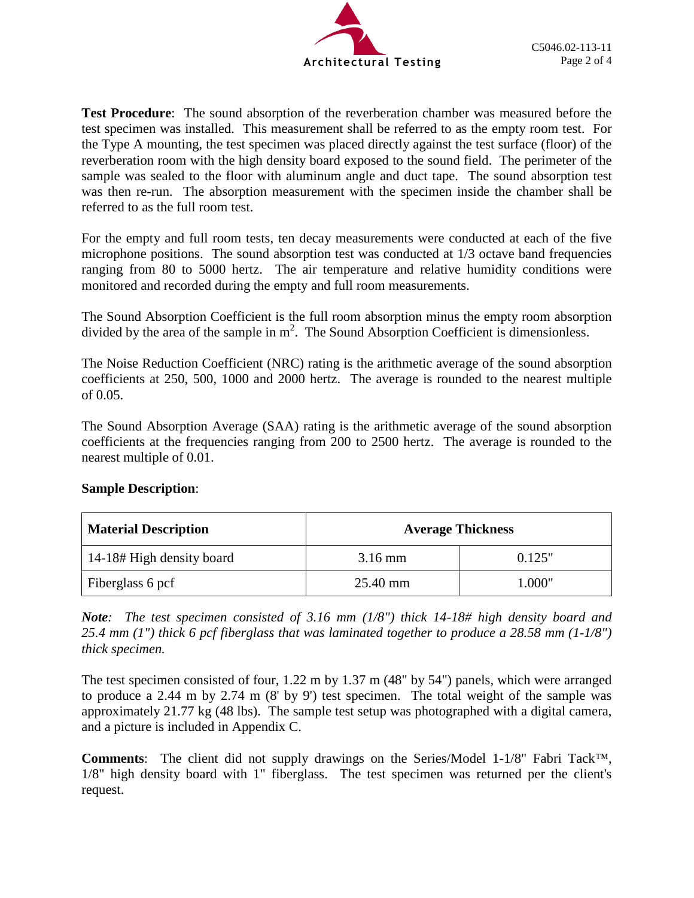**Test Procedure**: The sound absorption of the reverberation chamber was measured before the test specimen was installed. This measurement shall be referred to as the empty room test. For the Type A mounting, the test specimen was placed directly against the test surface (floor) of the reverberation room with the high density board exposed to the sound field. The perimeter of the sample was sealed to the floor with aluminum angle and duct tape. The sound absorption test was then re-run. The absorption measurement with the specimen inside the chamber shall be referred to as the full room test.

For the empty and full room tests, ten decay measurements were conducted at each of the five microphone positions. The sound absorption test was conducted at 1/3 octave band frequencies ranging from 80 to 5000 hertz. The air temperature and relative humidity conditions were monitored and recorded during the empty and full room measurements.

The Sound Absorption Coefficient is the full room absorption minus the empty room absorption divided by the area of the sample in $m^2$. The Sound Absorption Coefficient is dimensionless.

The Noise Reduction Coefficient (NRC) rating is the arithmetic average of the sound absorption coefficients at 250, 500, 1000 and 2000 hertz. The average is rounded to the nearest multiple of 0.05.

The Sound Absorption Average (SAA) rating is the arithmetic average of the sound absorption coefficients at the frequencies ranging from 200 to 2500 hertz. The average is rounded to the nearest multiple of 0.01.

**Sample Description**:

| Material Description | Average Thickness | |
|---|---|---|
| 14-18# High density board | 3.16 mm | 0.125" |
| Fiberglass 6 pcf | 25.40 mm | 1.000" |

***Note**: The test specimen consisted of 3.16 mm (1/8") thick 14-18# high density board and 25.4 mm (1") thick 6 pcf fiberglass that was laminated together to produce a 28.58 mm (1-1/8") thick specimen.*

The test specimen consisted of four, 1.22 m by 1.37 m (48" by 54") panels, which were arranged to produce a 2.44 m by 2.74 m (8' by 9') test specimen. The total weight of the sample was approximately 21.77 kg (48 lbs). The sample test setup was photographed with a digital camera, and a picture is included in Appendix C.

**Comments**: The client did not supply drawings on the Series/Model 1-1/8" Fabri Tack™, 1/8" high density board with 1" fiberglass. The test specimen was returned per the client's request.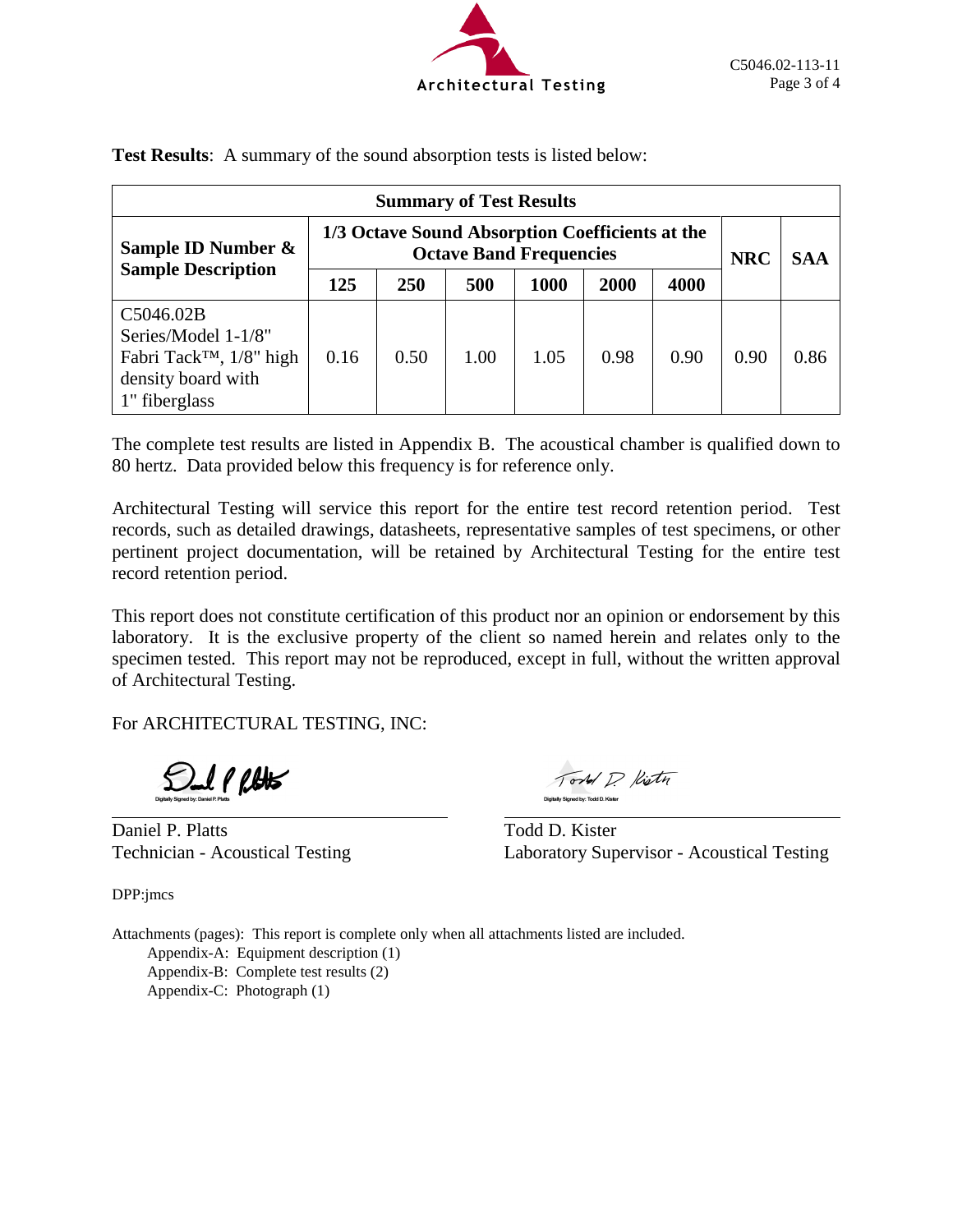**Test Results**: A summary of the sound absorption tests is listed below:

| Summary of Test Results | | | | | | | | |
|---|---|---|---|---|---|---|---|---|
| **Sample ID Number & Sample Description** | **1/3 Octave Sound Absorption Coefficients at the Octave Band Frequencies** | | | | | | **NRC** | **SAA** |
| | **125** | **250** | **500** | **1000** | **2000** | **4000** | | |
| C5046.02B Series/Model 1-1/8" Fabri Tack™, 1/8" high density board with 1" fiberglass | 0.16 | 0.50 | 1.00 | 1.05 | 0.98 | 0.90 | 0.90 | 0.86 |

The complete test results are listed in Appendix B. The acoustical chamber is qualified down to 80 hertz. Data provided below this frequency is for reference only.

Architectural Testing will service this report for the entire test record retention period. Test records, such as detailed drawings, datasheets, representative samples of test specimens, or other pertinent project documentation, will be retained by Architectural Testing for the entire test record retention period.

This report does not constitute certification of this product nor an opinion or endorsement by this laboratory. It is the exclusive property of the client so named herein and relates only to the specimen tested. This report may not be reproduced, except in full, without the written approval of Architectural Testing.

For ARCHITECTURAL TESTING, INC:

Digitally Signed by: Daniel P. Platts

Daniel P. Platts
Technician - Acoustical Testing

Digitally Signed by: Todd D. Kister

Todd D. Kister
Laboratory Supervisor - Acoustical Testing

DPP:jmcs

Attachments (pages): This report is complete only when all attachments listed are included.

- Appendix-A: Equipment description (1)
- Appendix-B: Complete test results (2)
- Appendix-C: Photograph (1)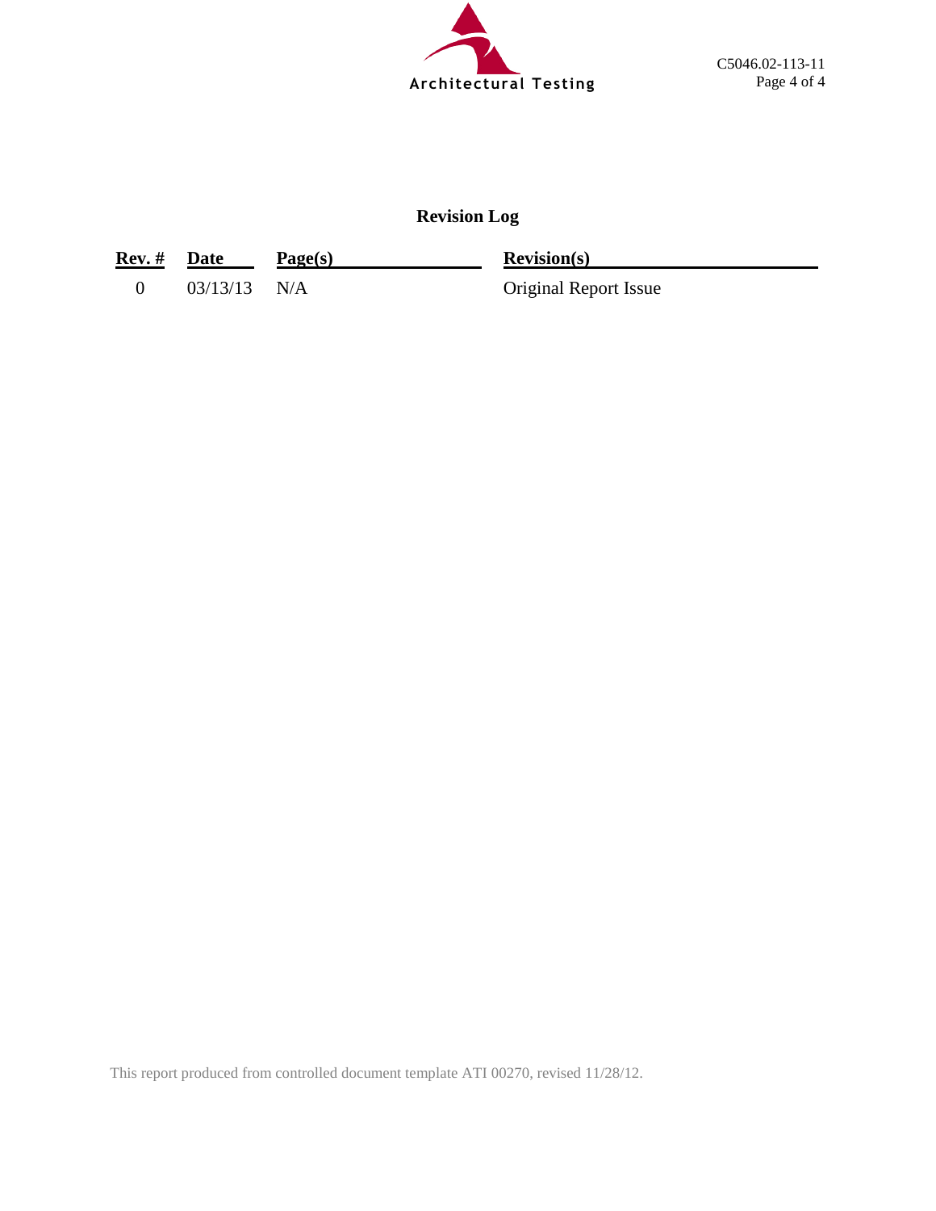## Revision Log

| Rev. # | Date | Page(s) | Revision(s) |
|---|---|---|---|
| 0 | 03/13/13 | N/A | Original Report Issue |

This report produced from controlled document template ATI 00270, revised 11/28/12.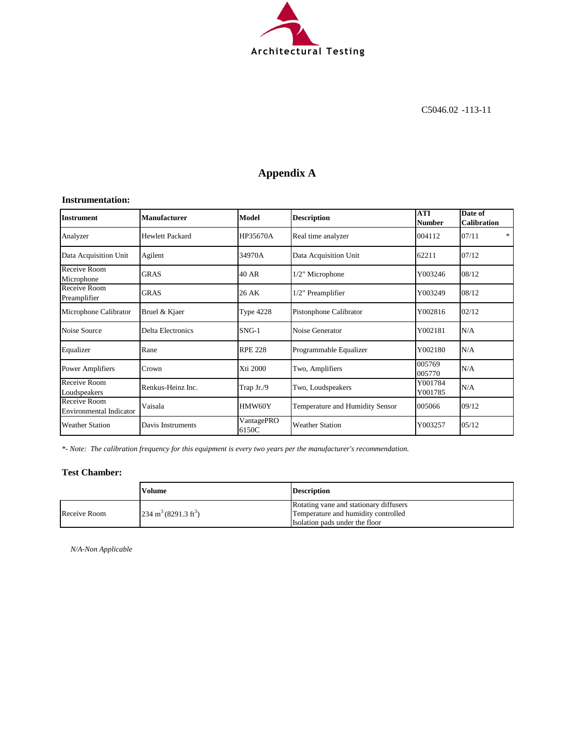C5046.02 -113-11

# Appendix A

### Instrumentation:

| Instrument | Manufacturer | Model | Description | ATI Number | Date of Calibration |
|---|---|---|---|---|---|
| Analyzer | Hewlett Packard | HP35670A | Real time analyzer | 004112 | 07/11 * |
| Data Acquisition Unit | Agilent | 34970A | Data Acquisition Unit | 62211 | 07/12 |
| Receive Room Microphone | GRAS | 40 AR | 1/2" Microphone | Y003246 | 08/12 |
| Receive Room Preamplifier | GRAS | 26 AK | 1/2" Preamplifier | Y003249 | 08/12 |
| Microphone Calibrator | Bruel & Kjaer | Type 4228 | Pistonphone Calibrator | Y002816 | 02/12 |
| Noise Source | Delta Electronics | SNG-1 | Noise Generator | Y002181 | N/A |
| Equalizer | Rane | RPE 228 | Programmable Equalizer | Y002180 | N/A |
| Power Amplifiers | Crown | Xti 2000 | Two, Amplifiers | 005769 005770 | N/A |
| Receive Room Loudspeakers | Renkus-Heinz Inc. | Trap Jr./9 | Two, Loudspeakers | Y001784 Y001785 | N/A |
| Receive Room Environmental Indicator | Vaisala | HMW60Y | Temperature and Humidity Sensor | 005066 | 09/12 |
| Weather Station | Davis Instruments | VantagePRO 6150C | Weather Station | Y003257 | 05/12 |

*\*- Note: The calibration frequency for this equipment is every two years per the manufacturer's recommendation.*

### Test Chamber:

| | Volume | Description |
|---|---|---|
| Receive Room | 234 $m^3$ (8291.3 $ft^3$) | Rotating vane and stationary diffusers<br>Temperature and humidity controlled<br>Isolation pads under the floor |

*N/A-Non Applicable*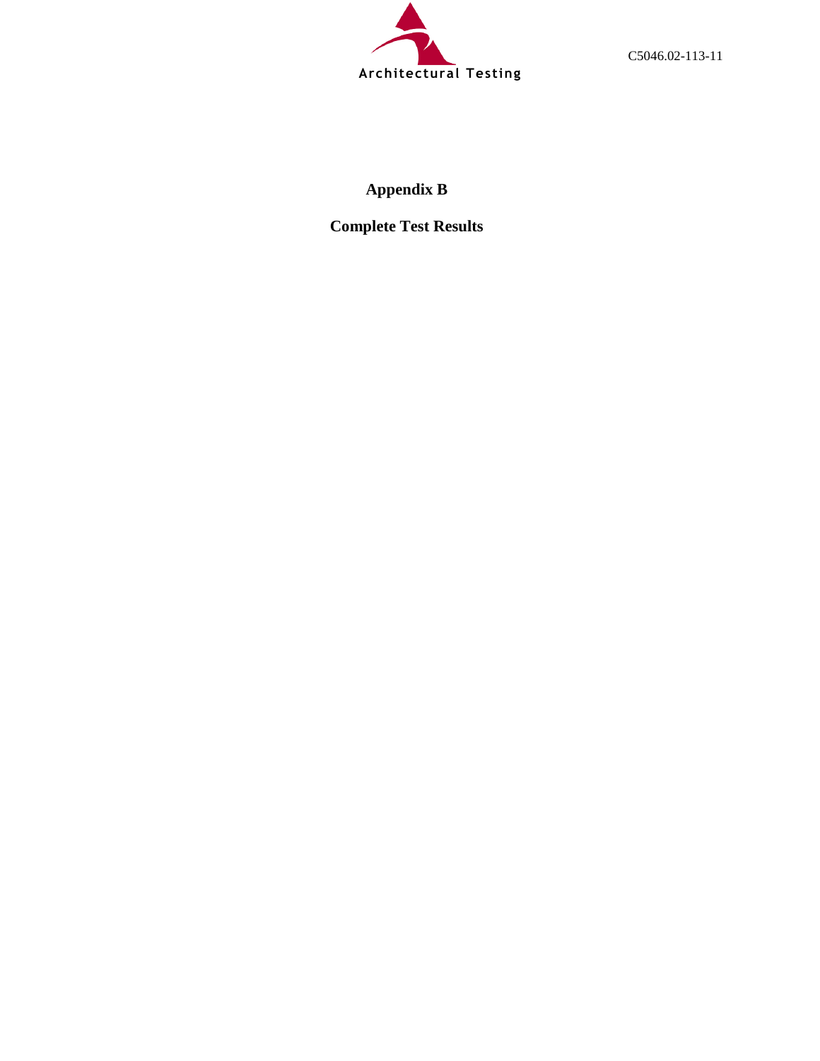# Appendix B

## Complete Test Results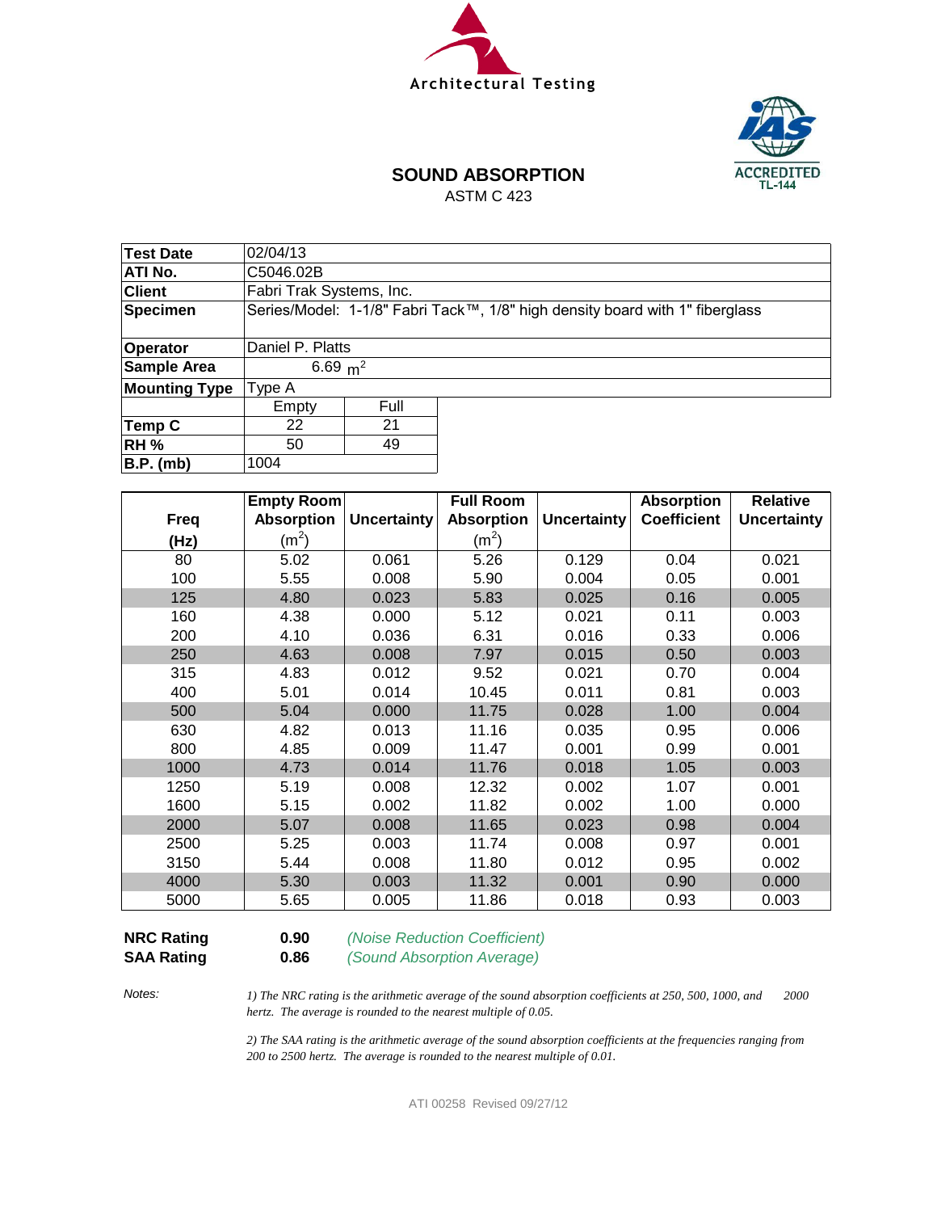Architectural Testing

IAS ACCREDITED TL-144

# SOUND ABSORPTION

ASTM C 423

| | | |
|---|---|---|
| **Test Date** | 02/04/13 | |
| **ATI No.** | C5046.02B | |
| **Client** | Fabri Trak Systems, Inc. | |
| **Specimen** | Series/Model: 1-1/8" Fabri Tack™, 1/8" high density board with 1" fiberglass | |
| **Operator** | Daniel P. Platts | |
| **Sample Area** | 6.69 $m^2$ | |
| **Mounting Type** | Type A | |
| | Empty | Full |
| **Temp C** | 22 | 21 |
| **RH %** | 50 | 49 |
| **B.P. (mb)** | 1004 | |

| Freq (Hz) | Empty Room Absorption ($m^2$) | Uncertainty | Full Room Absorption ($m^2$) | Uncertainty | Absorption Coefficient | Relative Uncertainty |
|---|---|---|---|---|---|---|
| 80 | 5.02 | 0.061 | 5.26 | 0.129 | 0.04 | 0.021 |
| 100 | 5.55 | 0.008 | 5.90 | 0.004 | 0.05 | 0.001 |
| 125 | 4.80 | 0.023 | 5.83 | 0.025 | 0.16 | 0.005 |
| 160 | 4.38 | 0.000 | 5.12 | 0.021 | 0.11 | 0.003 |
| 200 | 4.10 | 0.036 | 6.31 | 0.016 | 0.33 | 0.006 |
| 250 | 4.63 | 0.008 | 7.97 | 0.015 | 0.50 | 0.003 |
| 315 | 4.83 | 0.012 | 9.52 | 0.021 | 0.70 | 0.004 |
| 400 | 5.01 | 0.014 | 10.45 | 0.011 | 0.81 | 0.003 |
| 500 | 5.04 | 0.000 | 11.75 | 0.028 | 1.00 | 0.004 |
| 630 | 4.82 | 0.013 | 11.16 | 0.035 | 0.95 | 0.006 |
| 800 | 4.85 | 0.009 | 11.47 | 0.001 | 0.99 | 0.001 |
| 1000 | 4.73 | 0.014 | 11.76 | 0.018 | 1.05 | 0.003 |
| 1250 | 5.19 | 0.008 | 12.32 | 0.002 | 1.07 | 0.001 |
| 1600 | 5.15 | 0.002 | 11.82 | 0.002 | 1.00 | 0.000 |
| 2000 | 5.07 | 0.008 | 11.65 | 0.023 | 0.98 | 0.004 |
| 2500 | 5.25 | 0.003 | 11.74 | 0.008 | 0.97 | 0.001 |
| 3150 | 5.44 | 0.008 | 11.80 | 0.012 | 0.95 | 0.002 |
| 4000 | 5.30 | 0.003 | 11.32 | 0.001 | 0.90 | 0.000 |
| 5000 | 5.65 | 0.005 | 11.86 | 0.018 | 0.93 | 0.003 |

**NRC Rating** **0.90** *(Noise Reduction Coefficient)*

**SAA Rating** **0.86** *(Sound Absorption Average)*

*Notes:*

*1) The NRC rating is the arithmetic average of the sound absorption coefficients at 250, 500, 1000, and 2000 hertz. The average is rounded to the nearest multiple of 0.05.*

*2) The SAA rating is the arithmetic average of the sound absorption coefficients at the frequencies ranging from 200 to 2500 hertz. The average is rounded to the nearest multiple of 0.01.*

ATI 00258 Revised 09/27/12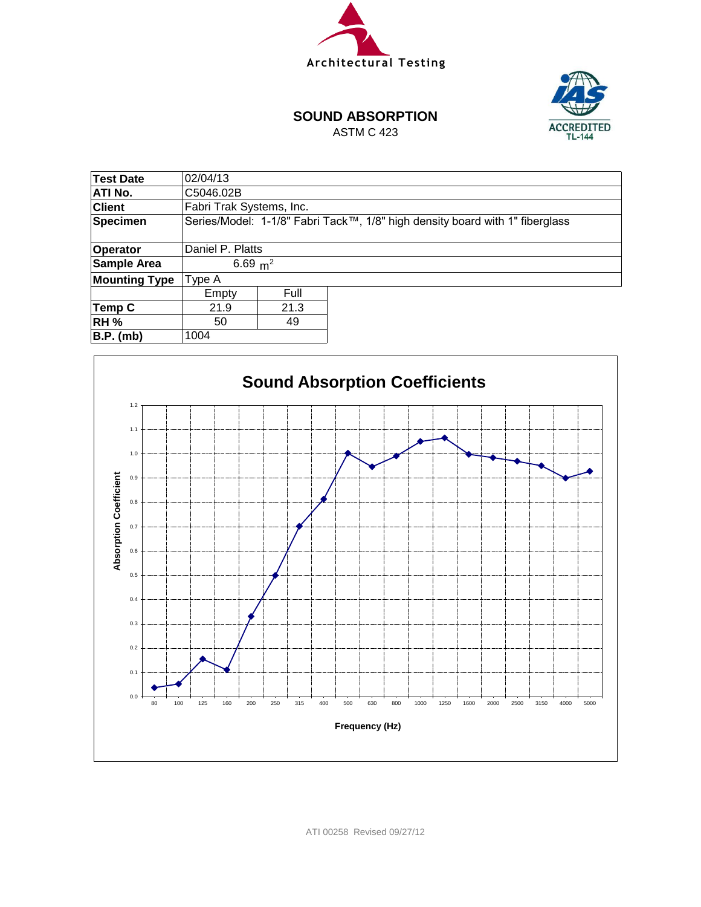Architectural Testing

IAS ACCREDITED TL-144

# SOUND ABSORPTION

ASTM C 423

| Test Date | 02/04/13 | |
|---|---|---|
| ATI No. | C5046.02B | |
| Client | Fabri Trak Systems, Inc. | |
| Specimen | Series/Model: 1-1/8" Fabri Tack™, 1/8" high density board with 1" fiberglass | |
| Operator | Daniel P. Platts | |
| Sample Area | 6.69 $m^2$ | |
| Mounting Type | Type A | |
| | Empty | Full |
| Temp C | 21.9 | 21.3 |
| RH % | 50 | 49 |
| B.P. (mb) | 1004 | |

## Sound Absorption Coefficients

Absorption Coefficient (0.0 – 1.2) vs. Frequency (Hz): 80, 100, 125, 160, 200, 250, 315, 400, 500, 630, 800, 1000, 1250, 1600, 2000, 2500, 3150, 4000, 5000

ATI 00258 Revised 09/27/12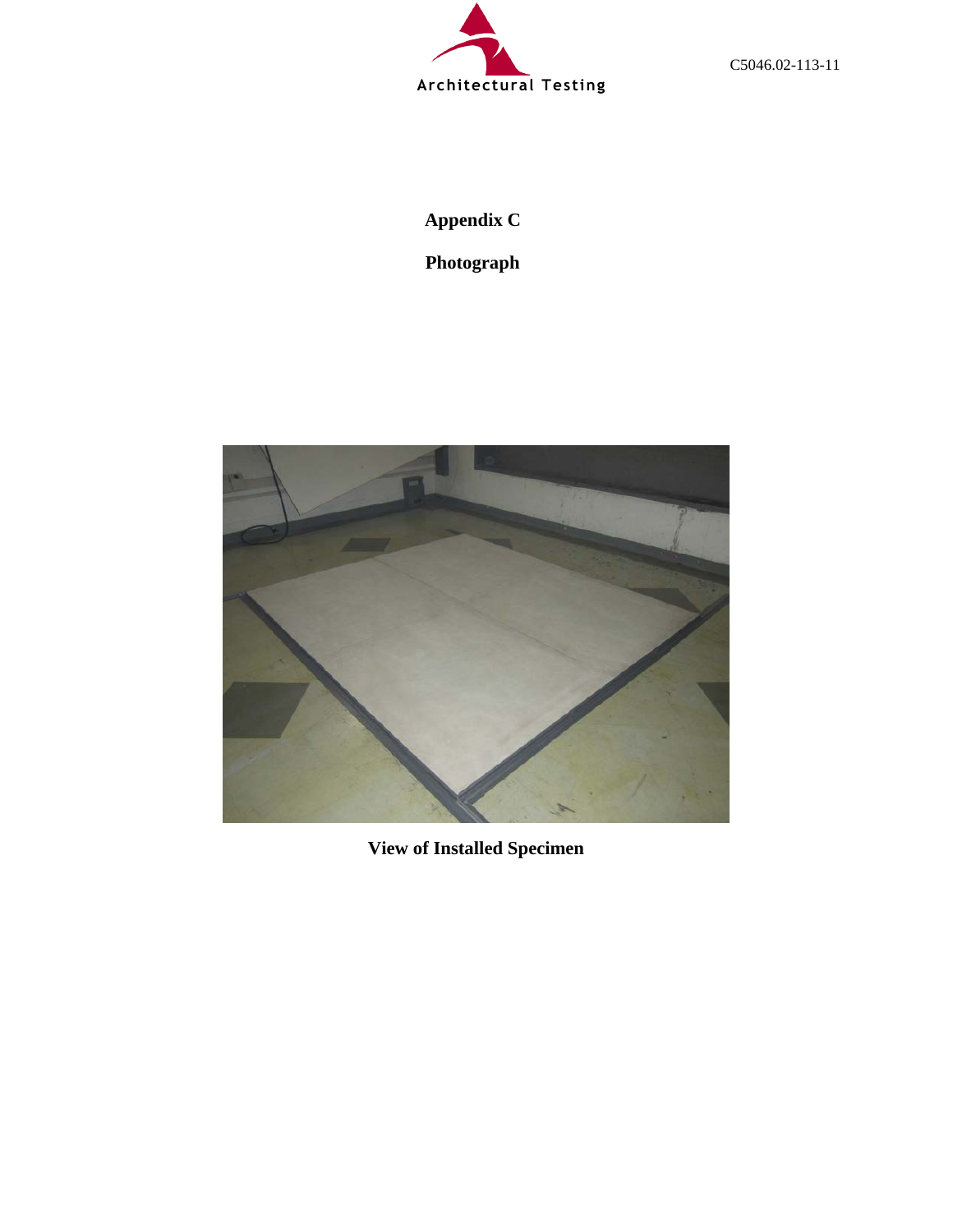# Appendix C

## Photograph

**View of Installed Specimen**